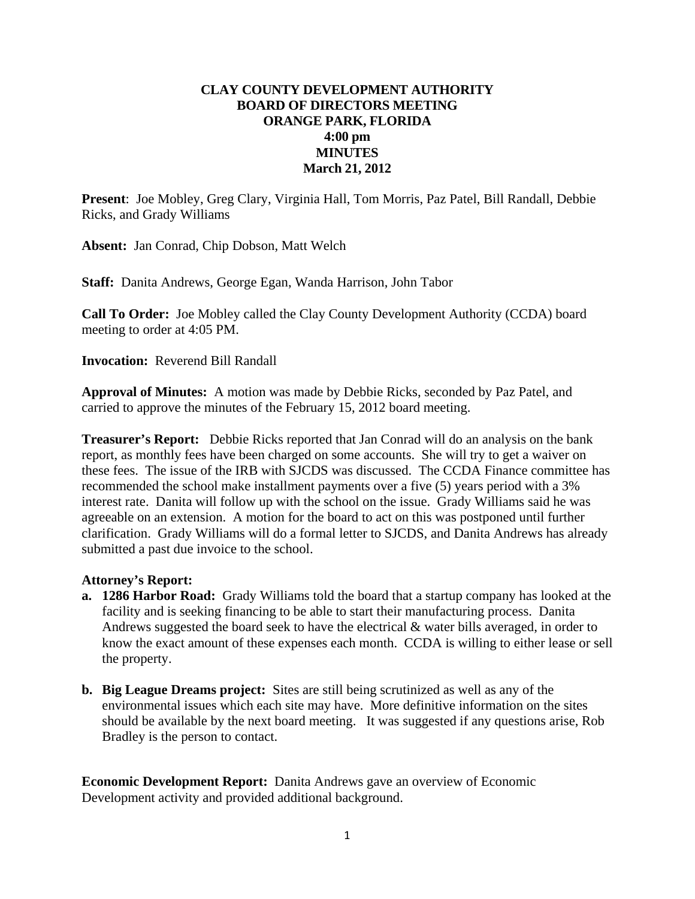# CLAY COUNTY DEVELOPMENT AUTHORITY
## BOARD OF DIRECTORS MEETING
## ORANGE PARK, FLORIDA
## 4:00 pm
## MINUTES
## March 21, 2012

**Present**: Joe Mobley, Greg Clary, Virginia Hall, Tom Morris, Paz Patel, Bill Randall, Debbie Ricks, and Grady Williams

**Absent:** Jan Conrad, Chip Dobson, Matt Welch

**Staff:** Danita Andrews, George Egan, Wanda Harrison, John Tabor

**Call To Order:** Joe Mobley called the Clay County Development Authority (CCDA) board meeting to order at 4:05 PM.

**Invocation:** Reverend Bill Randall

**Approval of Minutes:** A motion was made by Debbie Ricks, seconded by Paz Patel, and carried to approve the minutes of the February 15, 2012 board meeting.

**Treasurer's Report:** Debbie Ricks reported that Jan Conrad will do an analysis on the bank report, as monthly fees have been charged on some accounts. She will try to get a waiver on these fees. The issue of the IRB with SJCDS was discussed. The CCDA Finance committee has recommended the school make installment payments over a five (5) years period with a 3% interest rate. Danita will follow up with the school on the issue. Grady Williams said he was agreeable on an extension. A motion for the board to act on this was postponed until further clarification. Grady Williams will do a formal letter to SJCDS, and Danita Andrews has already submitted a past due invoice to the school.

**Attorney's Report:**

**a. 1286 Harbor Road:** Grady Williams told the board that a startup company has looked at the facility and is seeking financing to be able to start their manufacturing process. Danita Andrews suggested the board seek to have the electrical & water bills averaged, in order to know the exact amount of these expenses each month. CCDA is willing to either lease or sell the property.

**b. Big League Dreams project:** Sites are still being scrutinized as well as any of the environmental issues which each site may have. More definitive information on the sites should be available by the next board meeting. It was suggested if any questions arise, Rob Bradley is the person to contact.

**Economic Development Report:** Danita Andrews gave an overview of Economic Development activity and provided additional background.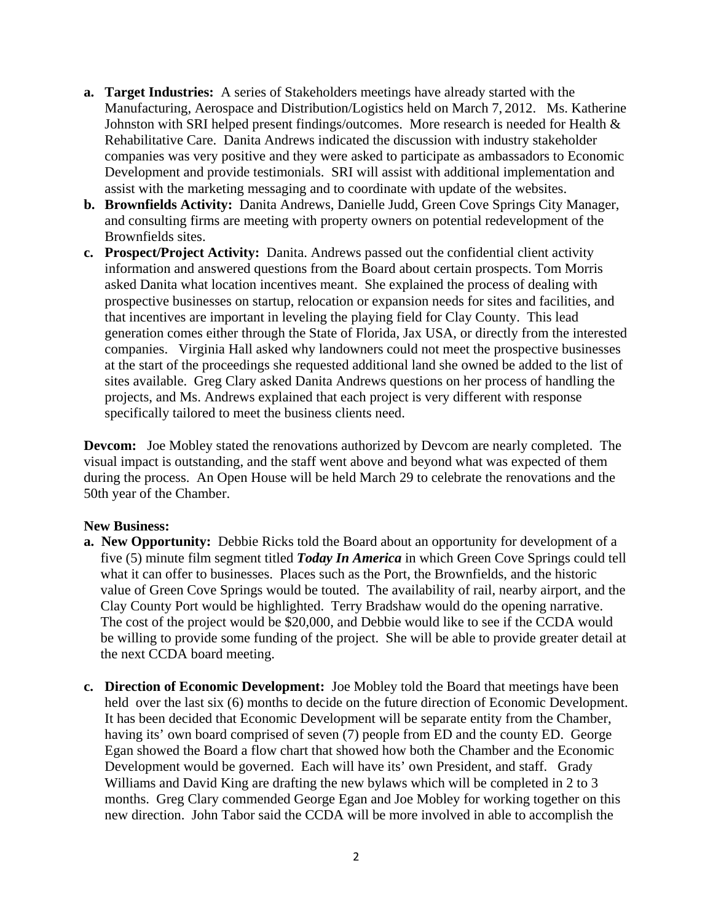- **a. Target Industries:** A series of Stakeholders meetings have already started with the Manufacturing, Aerospace and Distribution/Logistics held on March 7, 2012. Ms. Katherine Johnston with SRI helped present findings/outcomes. More research is needed for Health & Rehabilitative Care. Danita Andrews indicated the discussion with industry stakeholder companies was very positive and they were asked to participate as ambassadors to Economic Development and provide testimonials. SRI will assist with additional implementation and assist with the marketing messaging and to coordinate with update of the websites.
- **b. Brownfields Activity:** Danita Andrews, Danielle Judd, Green Cove Springs City Manager, and consulting firms are meeting with property owners on potential redevelopment of the Brownfields sites.
- **c. Prospect/Project Activity:** Danita. Andrews passed out the confidential client activity information and answered questions from the Board about certain prospects. Tom Morris asked Danita what location incentives meant. She explained the process of dealing with prospective businesses on startup, relocation or expansion needs for sites and facilities, and that incentives are important in leveling the playing field for Clay County. This lead generation comes either through the State of Florida, Jax USA, or directly from the interested companies. Virginia Hall asked why landowners could not meet the prospective businesses at the start of the proceedings she requested additional land she owned be added to the list of sites available. Greg Clary asked Danita Andrews questions on her process of handling the projects, and Ms. Andrews explained that each project is very different with response specifically tailored to meet the business clients need.

**Devcom:** Joe Mobley stated the renovations authorized by Devcom are nearly completed. The visual impact is outstanding, and the staff went above and beyond what was expected of them during the process. An Open House will be held March 29 to celebrate the renovations and the 50th year of the Chamber.

**New Business:**

- **a. New Opportunity:** Debbie Ricks told the Board about an opportunity for development of a five (5) minute film segment titled ***Today In America*** in which Green Cove Springs could tell what it can offer to businesses. Places such as the Port, the Brownfields, and the historic value of Green Cove Springs would be touted. The availability of rail, nearby airport, and the Clay County Port would be highlighted. Terry Bradshaw would do the opening narrative. The cost of the project would be $20,000, and Debbie would like to see if the CCDA would be willing to provide some funding of the project. She will be able to provide greater detail at the next CCDA board meeting.

- **c. Direction of Economic Development:** Joe Mobley told the Board that meetings have been held over the last six (6) months to decide on the future direction of Economic Development. It has been decided that Economic Development will be separate entity from the Chamber, having its' own board comprised of seven (7) people from ED and the county ED. George Egan showed the Board a flow chart that showed how both the Chamber and the Economic Development would be governed. Each will have its' own President, and staff. Grady Williams and David King are drafting the new bylaws which will be completed in 2 to 3 months. Greg Clary commended George Egan and Joe Mobley for working together on this new direction. John Tabor said the CCDA will be more involved in able to accomplish the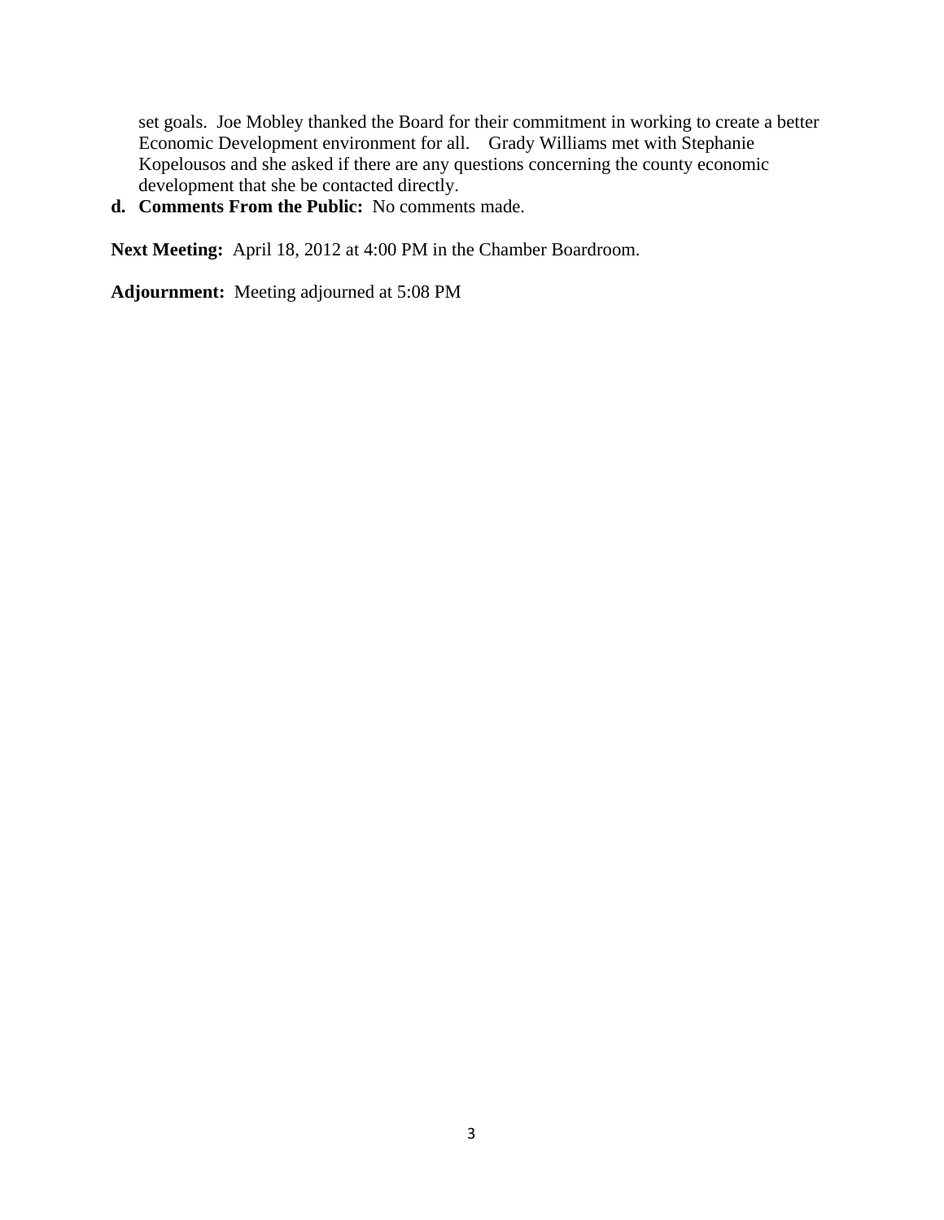set goals. Joe Mobley thanked the Board for their commitment in working to create a better Economic Development environment for all. Grady Williams met with Stephanie Kopelousos and she asked if there are any questions concerning the county economic development that she be contacted directly.

**d. Comments From the Public:** No comments made.

**Next Meeting:** April 18, 2012 at 4:00 PM in the Chamber Boardroom.

**Adjournment:** Meeting adjourned at 5:08 PM